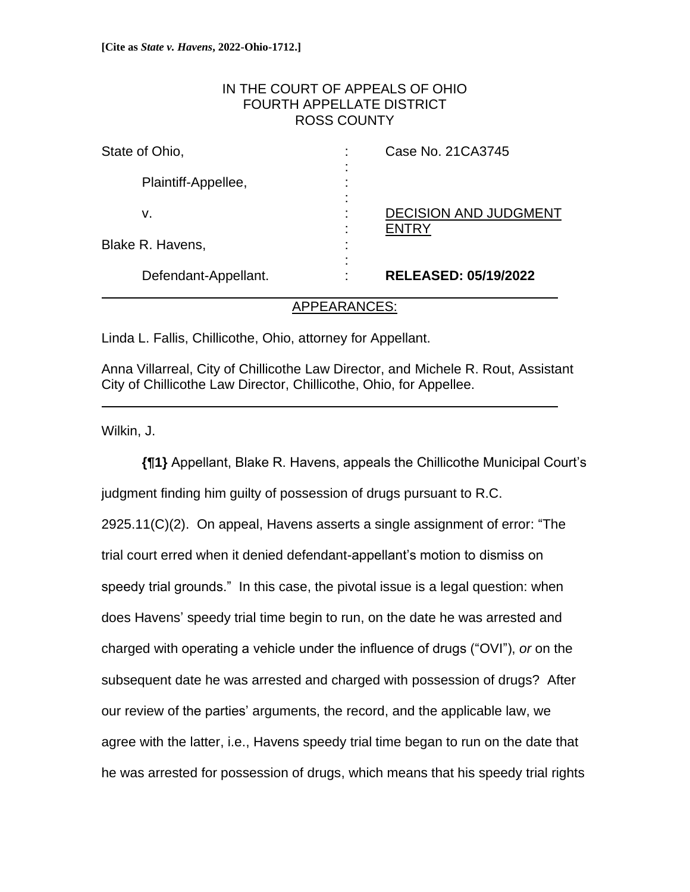**[Cite as *State v. Havens*, 2022-Ohio-1712.]**

IN THE COURT OF APPEALS OF OHIO
FOURTH APPELLATE DISTRICT
ROSS COUNTY

| | | |
|---|---|---|
| State of Ohio, | : | Case No. 21CA3745 |
| Plaintiff-Appellee, | : | |
| v. | : | DECISION AND JUDGMENT ENTRY |
| Blake R. Havens, | : | |
| Defendant-Appellant. | : | **RELEASED: 05/19/2022** |

APPEARANCES:

Linda L. Fallis, Chillicothe, Ohio, attorney for Appellant.

Anna Villarreal, City of Chillicothe Law Director, and Michele R. Rout, Assistant City of Chillicothe Law Director, Chillicothe, Ohio, for Appellee.

Wilkin, J.

**{¶1}** Appellant, Blake R. Havens, appeals the Chillicothe Municipal Court's judgment finding him guilty of possession of drugs pursuant to R.C. 2925.11(C)(2). On appeal, Havens asserts a single assignment of error: "The trial court erred when it denied defendant-appellant's motion to dismiss on speedy trial grounds." In this case, the pivotal issue is a legal question: when does Havens' speedy trial time begin to run, on the date he was arrested and charged with operating a vehicle under the influence of drugs ("OVI"), *or* on the subsequent date he was arrested and charged with possession of drugs? After our review of the parties' arguments, the record, and the applicable law, we agree with the latter, i.e., Havens speedy trial time began to run on the date that he was arrested for possession of drugs, which means that his speedy trial rights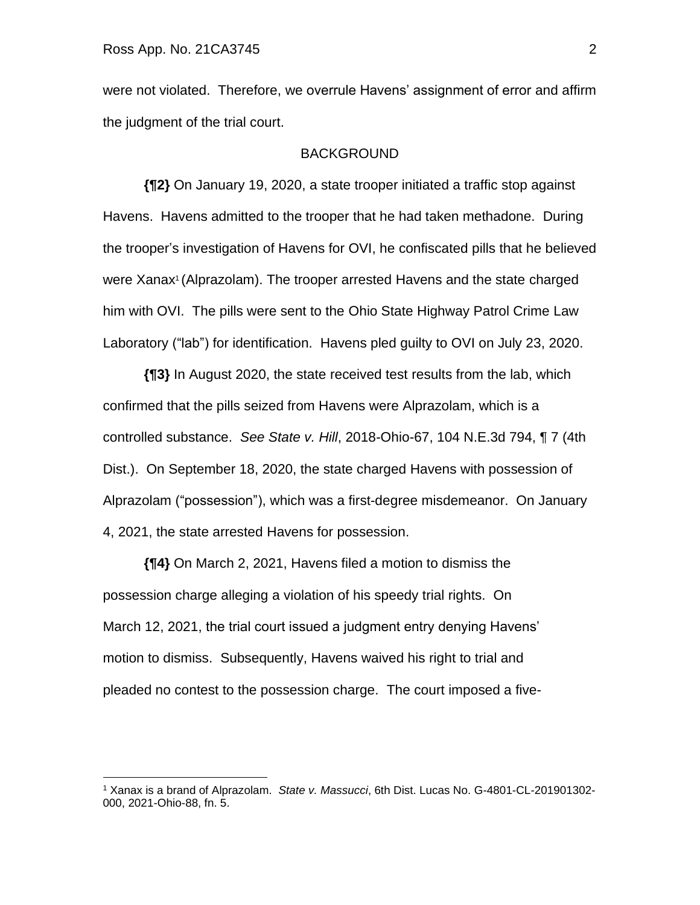were not violated. Therefore, we overrule Havens' assignment of error and affirm the judgment of the trial court.

### BACKGROUND

**{¶2}** On January 19, 2020, a state trooper initiated a traffic stop against Havens. Havens admitted to the trooper that he had taken methadone. During the trooper's investigation of Havens for OVI, he confiscated pills that he believed were Xanax[1] (Alprazolam). The trooper arrested Havens and the state charged him with OVI. The pills were sent to the Ohio State Highway Patrol Crime Law Laboratory ("lab") for identification. Havens pled guilty to OVI on July 23, 2020.

**{¶3}** In August 2020, the state received test results from the lab, which confirmed that the pills seized from Havens were Alprazolam, which is a controlled substance. *See State v. Hill*, 2018-Ohio-67, 104 N.E.3d 794, ¶ 7 (4th Dist.). On September 18, 2020, the state charged Havens with possession of Alprazolam ("possession"), which was a first-degree misdemeanor. On January 4, 2021, the state arrested Havens for possession.

**{¶4}** On March 2, 2021, Havens filed a motion to dismiss the possession charge alleging a violation of his speedy trial rights. On March 12, 2021, the trial court issued a judgment entry denying Havens' motion to dismiss. Subsequently, Havens waived his right to trial and pleaded no contest to the possession charge. The court imposed a five-

---

[1] Xanax is a brand of Alprazolam. *State v. Massucci*, 6th Dist. Lucas No. G-4801-CL-201901302-000, 2021-Ohio-88, fn. 5.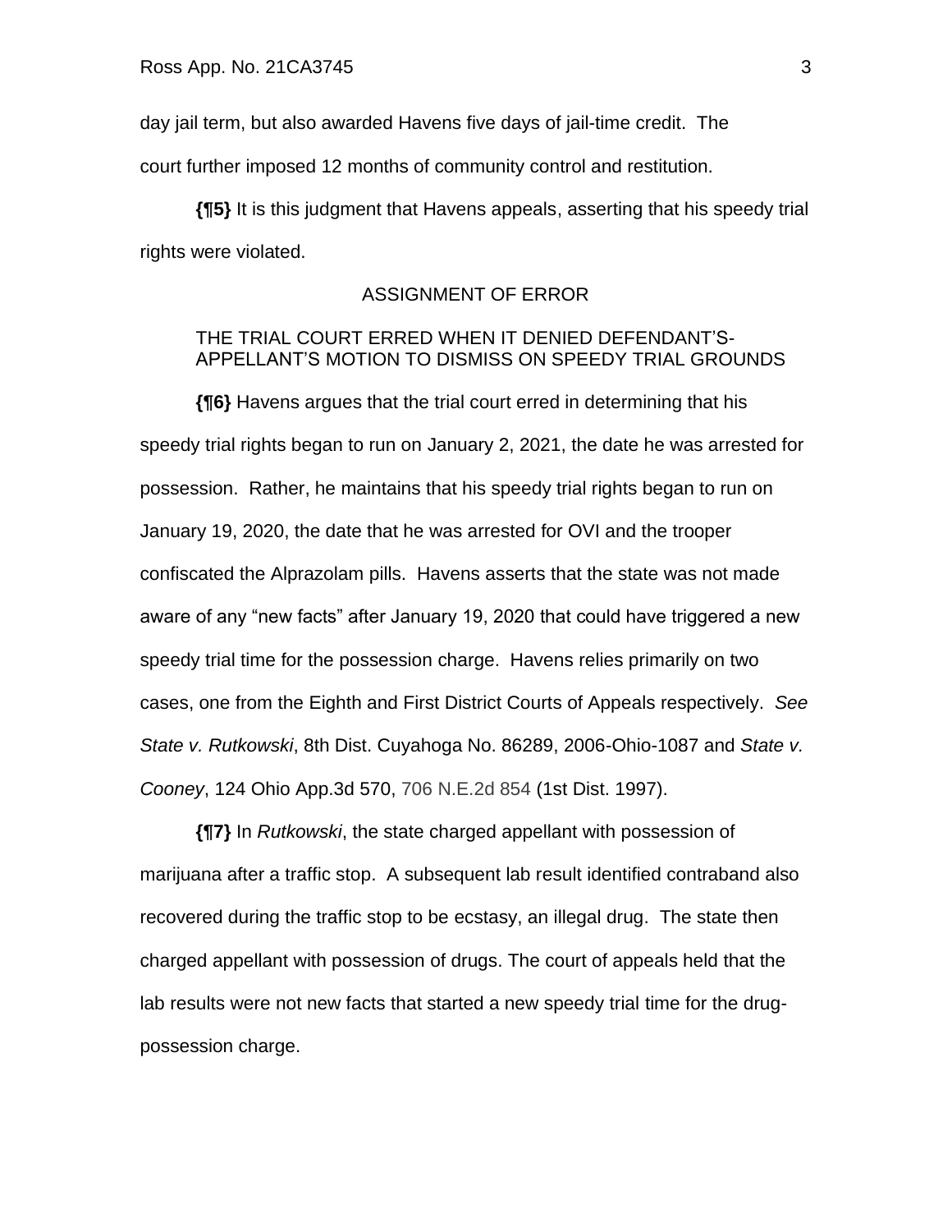day jail term, but also awarded Havens five days of jail-time credit. The court further imposed 12 months of community control and restitution.

**{¶5}** It is this judgment that Havens appeals, asserting that his speedy trial rights were violated.

ASSIGNMENT OF ERROR

THE TRIAL COURT ERRED WHEN IT DENIED DEFENDANT'S-APPELLANT'S MOTION TO DISMISS ON SPEEDY TRIAL GROUNDS

**{¶6}** Havens argues that the trial court erred in determining that his speedy trial rights began to run on January 2, 2021, the date he was arrested for possession. Rather, he maintains that his speedy trial rights began to run on January 19, 2020, the date that he was arrested for OVI and the trooper confiscated the Alprazolam pills. Havens asserts that the state was not made aware of any "new facts" after January 19, 2020 that could have triggered a new speedy trial time for the possession charge. Havens relies primarily on two cases, one from the Eighth and First District Courts of Appeals respectively. *See State v. Rutkowski*, 8th Dist. Cuyahoga No. 86289, 2006-Ohio-1087 and *State v. Cooney*, 124 Ohio App.3d 570, 706 N.E.2d 854 (1st Dist. 1997).

**{¶7}** In *Rutkowski*, the state charged appellant with possession of marijuana after a traffic stop. A subsequent lab result identified contraband also recovered during the traffic stop to be ecstasy, an illegal drug. The state then charged appellant with possession of drugs. The court of appeals held that the lab results were not new facts that started a new speedy trial time for the drug-possession charge.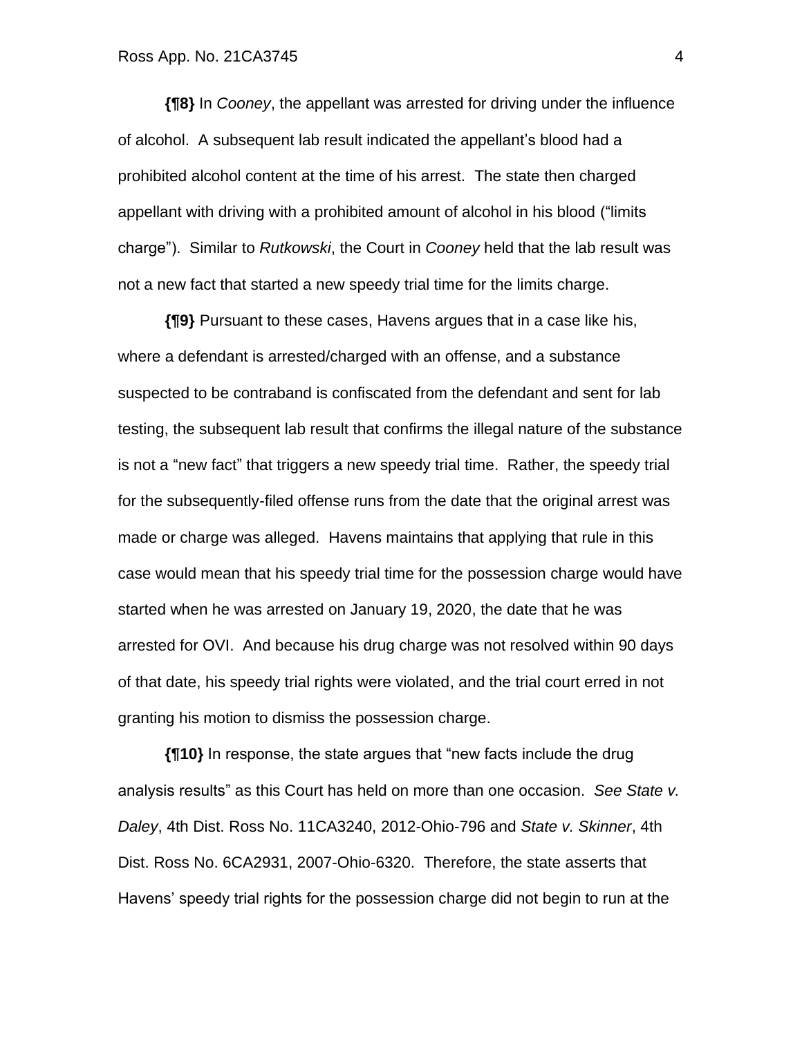**{¶8}** In *Cooney*, the appellant was arrested for driving under the influence of alcohol. A subsequent lab result indicated the appellant's blood had a prohibited alcohol content at the time of his arrest. The state then charged appellant with driving with a prohibited amount of alcohol in his blood ("limits charge"). Similar to *Rutkowski*, the Court in *Cooney* held that the lab result was not a new fact that started a new speedy trial time for the limits charge.

**{¶9}** Pursuant to these cases, Havens argues that in a case like his, where a defendant is arrested/charged with an offense, and a substance suspected to be contraband is confiscated from the defendant and sent for lab testing, the subsequent lab result that confirms the illegal nature of the substance is not a "new fact" that triggers a new speedy trial time. Rather, the speedy trial for the subsequently-filed offense runs from the date that the original arrest was made or charge was alleged. Havens maintains that applying that rule in this case would mean that his speedy trial time for the possession charge would have started when he was arrested on January 19, 2020, the date that he was arrested for OVI. And because his drug charge was not resolved within 90 days of that date, his speedy trial rights were violated, and the trial court erred in not granting his motion to dismiss the possession charge.

**{¶10}** In response, the state argues that "new facts include the drug analysis results" as this Court has held on more than one occasion. *See State v. Daley*, 4th Dist. Ross No. 11CA3240, 2012-Ohio-796 and *State v. Skinner*, 4th Dist. Ross No. 6CA2931, 2007-Ohio-6320. Therefore, the state asserts that Havens' speedy trial rights for the possession charge did not begin to run at the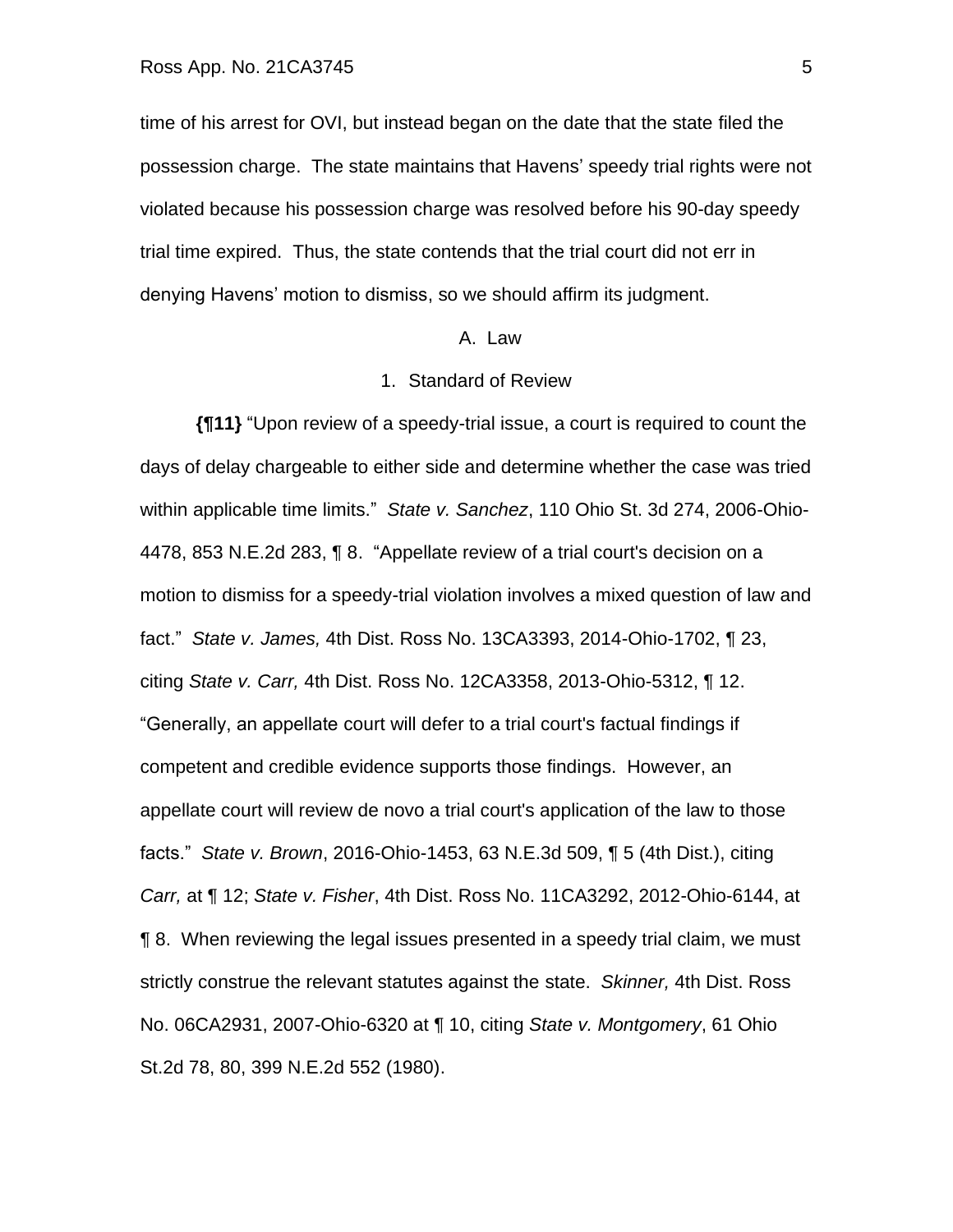time of his arrest for OVI, but instead began on the date that the state filed the possession charge. The state maintains that Havens' speedy trial rights were not violated because his possession charge was resolved before his 90-day speedy trial time expired. Thus, the state contends that the trial court did not err in denying Havens' motion to dismiss, so we should affirm its judgment.

### A. Law

#### 1. Standard of Review

**{¶11}** "Upon review of a speedy-trial issue, a court is required to count the days of delay chargeable to either side and determine whether the case was tried within applicable time limits." *State v. Sanchez*, 110 Ohio St. 3d 274, 2006-Ohio-4478, 853 N.E.2d 283, ¶ 8. "Appellate review of a trial court's decision on a motion to dismiss for a speedy-trial violation involves a mixed question of law and fact." *State v. James,* 4th Dist. Ross No. 13CA3393, 2014-Ohio-1702, ¶ 23, citing *State v. Carr,* 4th Dist. Ross No. 12CA3358, 2013-Ohio-5312, ¶ 12. "Generally, an appellate court will defer to a trial court's factual findings if competent and credible evidence supports those findings. However, an appellate court will review de novo a trial court's application of the law to those facts." *State v. Brown*, 2016-Ohio-1453, 63 N.E.3d 509, ¶ 5 (4th Dist.), citing *Carr,* at ¶ 12; *State v. Fisher*, 4th Dist. Ross No. 11CA3292, 2012-Ohio-6144, at ¶ 8. When reviewing the legal issues presented in a speedy trial claim, we must strictly construe the relevant statutes against the state. *Skinner,* 4th Dist. Ross No. 06CA2931, 2007-Ohio-6320 at ¶ 10, citing *State v. Montgomery*, 61 Ohio St.2d 78, 80, 399 N.E.2d 552 (1980).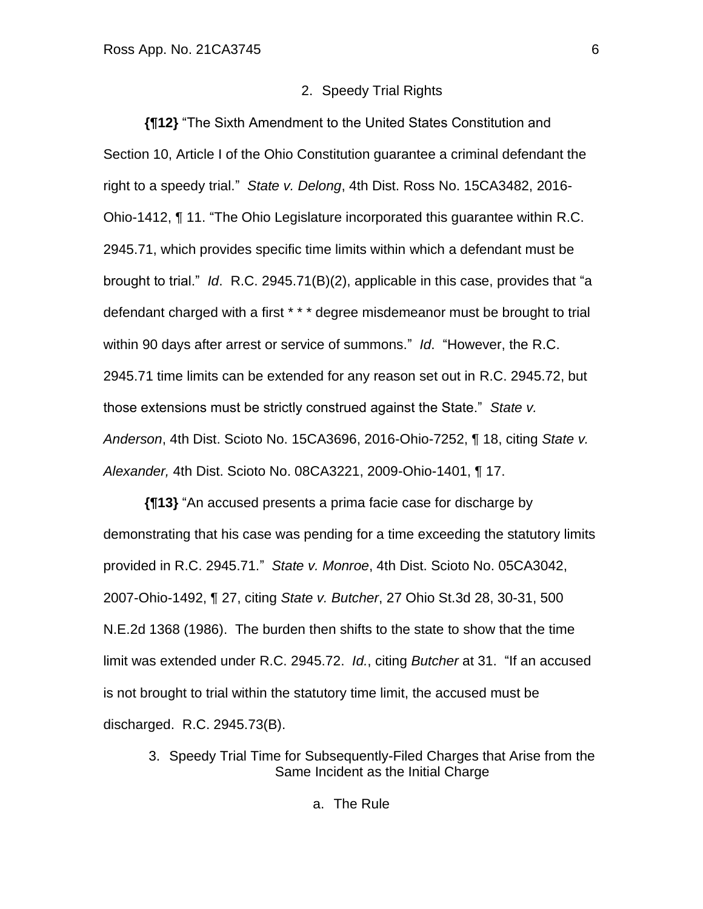### 2. Speedy Trial Rights

**{¶12}** "The Sixth Amendment to the United States Constitution and Section 10, Article I of the Ohio Constitution guarantee a criminal defendant the right to a speedy trial." *State v. Delong*, 4th Dist. Ross No. 15CA3482, 2016-Ohio-1412, ¶ 11. "The Ohio Legislature incorporated this guarantee within R.C. 2945.71, which provides specific time limits within which a defendant must be brought to trial." *Id*. R.C. 2945.71(B)(2), applicable in this case, provides that "a defendant charged with a first * * * degree misdemeanor must be brought to trial within 90 days after arrest or service of summons." *Id*. "However, the R.C. 2945.71 time limits can be extended for any reason set out in R.C. 2945.72, but those extensions must be strictly construed against the State." *State v. Anderson*, 4th Dist. Scioto No. 15CA3696, 2016-Ohio-7252, ¶ 18, citing *State v. Alexander,* 4th Dist. Scioto No. 08CA3221, 2009-Ohio-1401, ¶ 17.

**{¶13}** "An accused presents a prima facie case for discharge by demonstrating that his case was pending for a time exceeding the statutory limits provided in R.C. 2945.71." *State v. Monroe*, 4th Dist. Scioto No. 05CA3042, 2007-Ohio-1492, ¶ 27, citing *State v. Butcher*, 27 Ohio St.3d 28, 30-31, 500 N.E.2d 1368 (1986). The burden then shifts to the state to show that the time limit was extended under R.C. 2945.72. *Id.*, citing *Butcher* at 31. "If an accused is not brought to trial within the statutory time limit, the accused must be discharged. R.C. 2945.73(B).

### 3. Speedy Trial Time for Subsequently-Filed Charges that Arise from the Same Incident as the Initial Charge

#### a. The Rule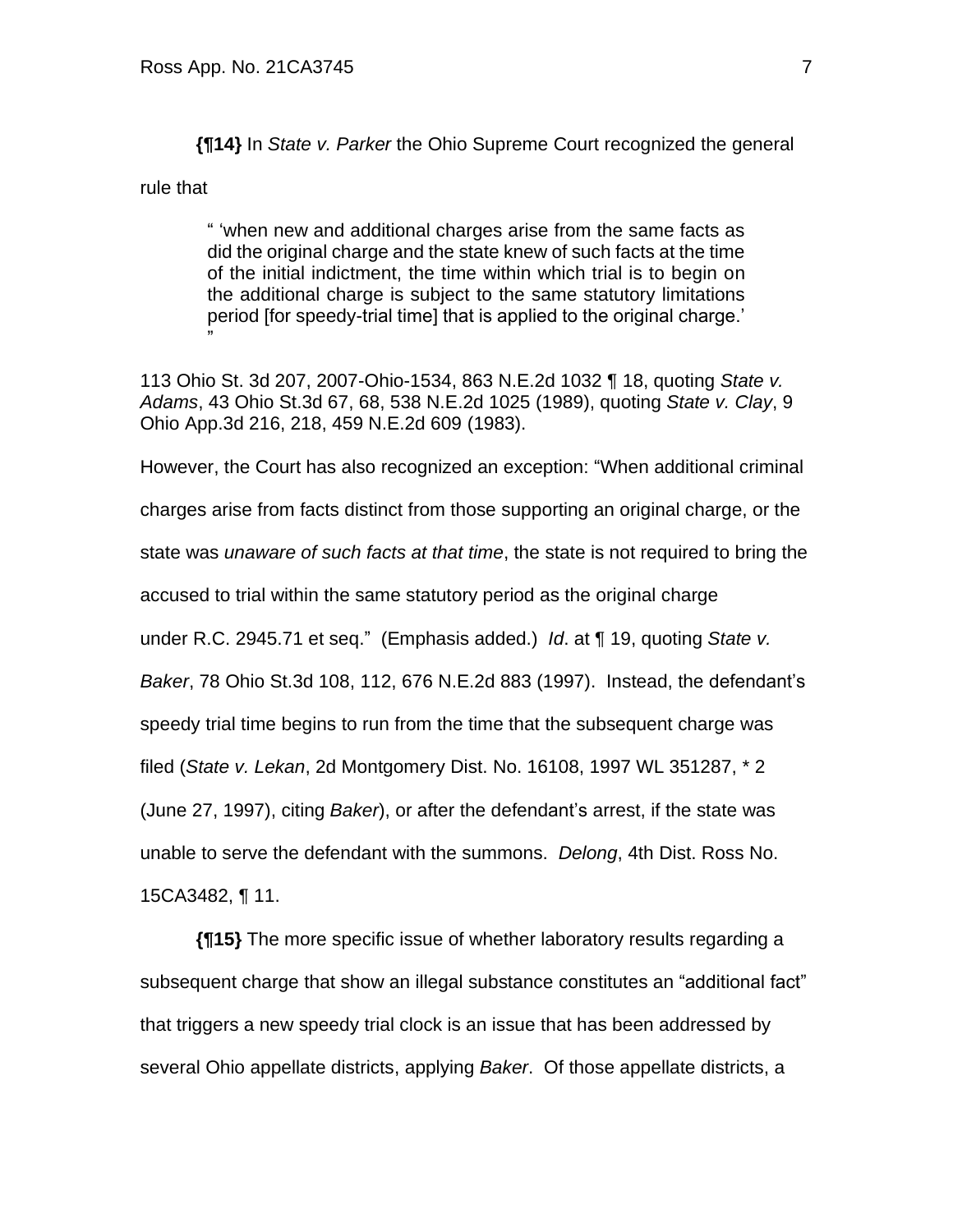**{¶14}** In *State v. Parker* the Ohio Supreme Court recognized the general rule that

> " 'when new and additional charges arise from the same facts as did the original charge and the state knew of such facts at the time of the initial indictment, the time within which trial is to begin on the additional charge is subject to the same statutory limitations period [for speedy-trial time] that is applied to the original charge.' "

113 Ohio St. 3d 207, 2007-Ohio-1534, 863 N.E.2d 1032 ¶ 18, quoting *State v. Adams*, 43 Ohio St.3d 67, 68, 538 N.E.2d 1025 (1989), quoting *State v. Clay*, 9 Ohio App.3d 216, 218, 459 N.E.2d 609 (1983).

However, the Court has also recognized an exception: "When additional criminal charges arise from facts distinct from those supporting an original charge, or the state was *unaware of such facts at that time*, the state is not required to bring the accused to trial within the same statutory period as the original charge under R.C. 2945.71 et seq." (Emphasis added.) *Id*. at ¶ 19, quoting *State v. Baker*, 78 Ohio St.3d 108, 112, 676 N.E.2d 883 (1997). Instead, the defendant's speedy trial time begins to run from the time that the subsequent charge was filed (*State v. Lekan*, 2d Montgomery Dist. No. 16108, 1997 WL 351287, * 2 (June 27, 1997), citing *Baker*), or after the defendant's arrest, if the state was unable to serve the defendant with the summons. *Delong*, 4th Dist. Ross No. 15CA3482, ¶ 11.

**{¶15}** The more specific issue of whether laboratory results regarding a subsequent charge that show an illegal substance constitutes an "additional fact" that triggers a new speedy trial clock is an issue that has been addressed by several Ohio appellate districts, applying *Baker*. Of those appellate districts, a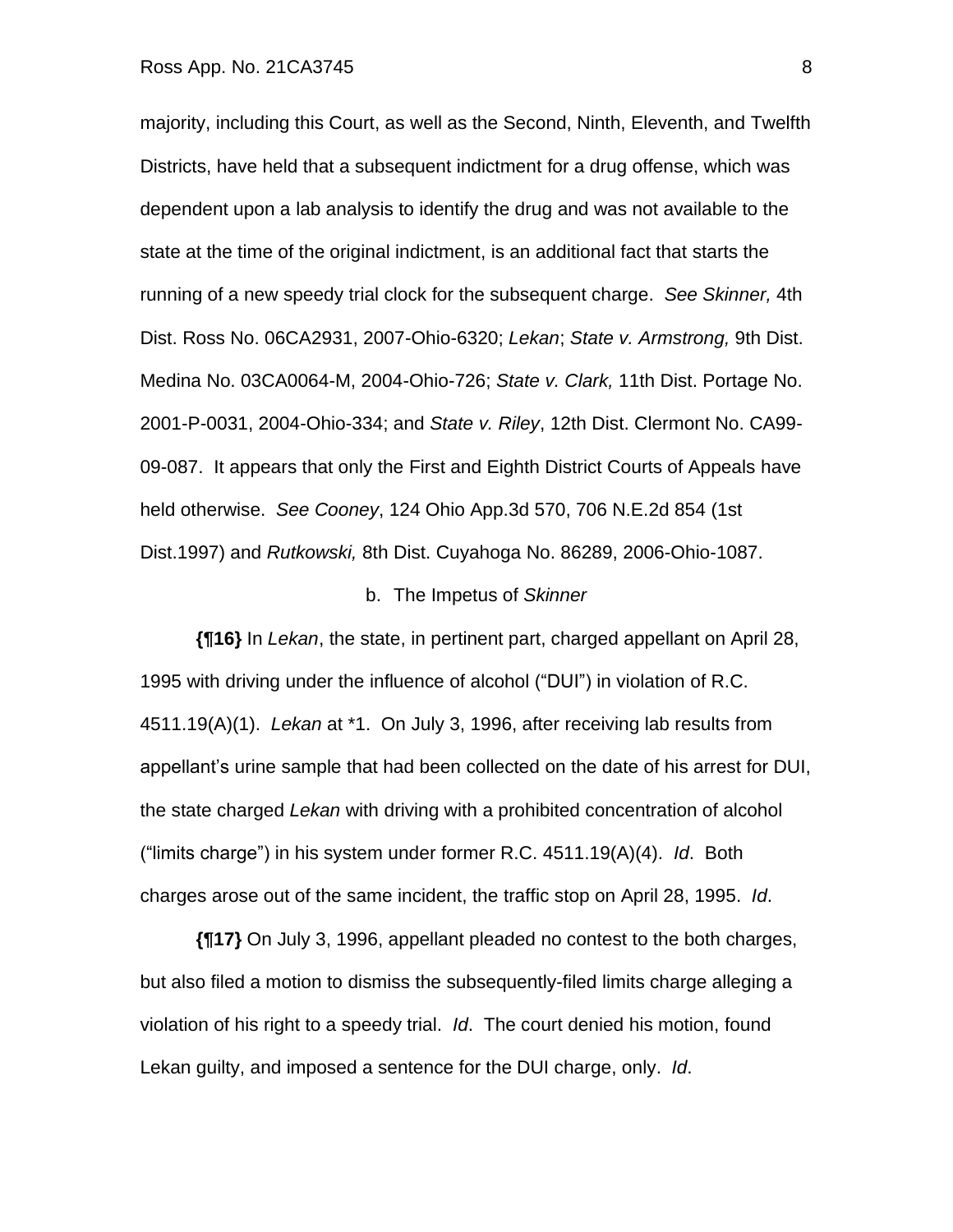majority, including this Court, as well as the Second, Ninth, Eleventh, and Twelfth Districts, have held that a subsequent indictment for a drug offense, which was dependent upon a lab analysis to identify the drug and was not available to the state at the time of the original indictment, is an additional fact that starts the running of a new speedy trial clock for the subsequent charge. *See Skinner,* 4th Dist. Ross No. 06CA2931, 2007-Ohio-6320; *Lekan*; *State v. Armstrong,* 9th Dist. Medina No. 03CA0064-M, 2004-Ohio-726; *State v. Clark,* 11th Dist. Portage No. 2001-P-0031, 2004-Ohio-334; and *State v. Riley*, 12th Dist. Clermont No. CA99-09-087. It appears that only the First and Eighth District Courts of Appeals have held otherwise. *See Cooney*, 124 Ohio App.3d 570, 706 N.E.2d 854 (1st Dist.1997) and *Rutkowski,* 8th Dist. Cuyahoga No. 86289, 2006-Ohio-1087.

b. The Impetus of *Skinner*

**{¶16}** In *Lekan*, the state, in pertinent part, charged appellant on April 28, 1995 with driving under the influence of alcohol ("DUI") in violation of R.C. 4511.19(A)(1). *Lekan* at *1. On July 3, 1996, after receiving lab results from appellant's urine sample that had been collected on the date of his arrest for DUI, the state charged *Lekan* with driving with a prohibited concentration of alcohol ("limits charge") in his system under former R.C. 4511.19(A)(4). *Id*. Both charges arose out of the same incident, the traffic stop on April 28, 1995. *Id*.

**{¶17}** On July 3, 1996, appellant pleaded no contest to the both charges, but also filed a motion to dismiss the subsequently-filed limits charge alleging a violation of his right to a speedy trial. *Id*. The court denied his motion, found Lekan guilty, and imposed a sentence for the DUI charge, only. *Id*.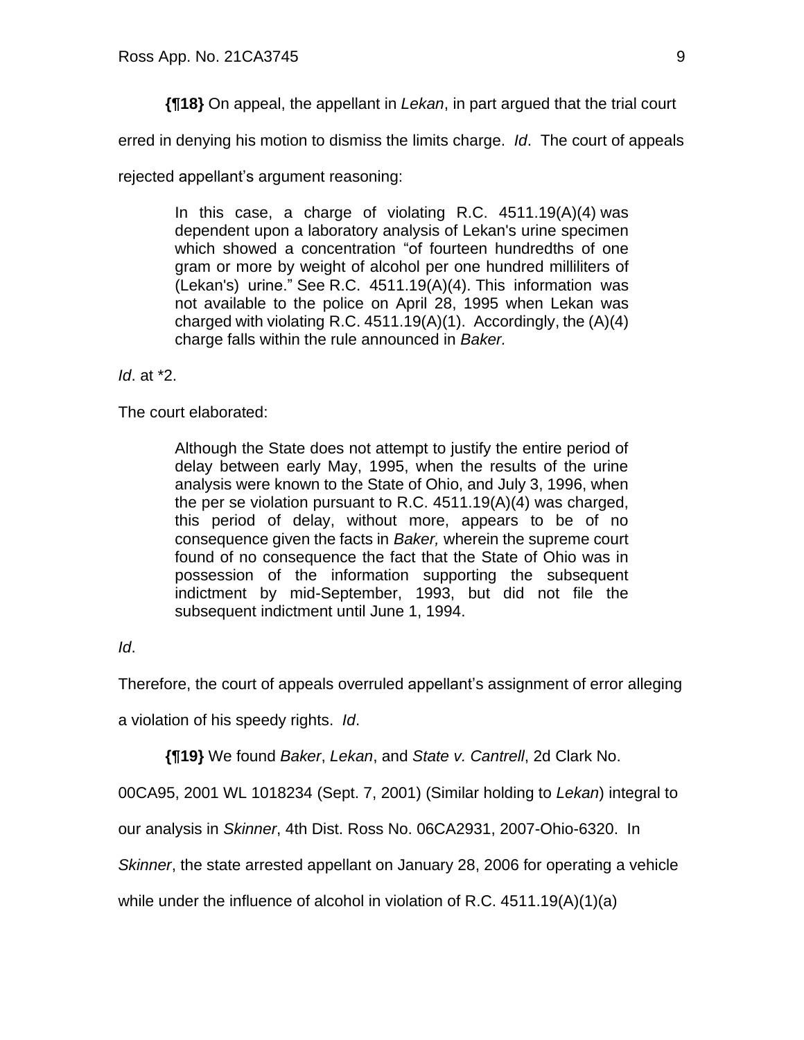**{¶18}** On appeal, the appellant in *Lekan*, in part argued that the trial court erred in denying his motion to dismiss the limits charge. *Id*. The court of appeals rejected appellant's argument reasoning:

> In this case, a charge of violating R.C. 4511.19(A)(4) was dependent upon a laboratory analysis of Lekan's urine specimen which showed a concentration "of fourteen hundredths of one gram or more by weight of alcohol per one hundred milliliters of (Lekan's) urine." See R.C. 4511.19(A)(4). This information was not available to the police on April 28, 1995 when Lekan was charged with violating R.C. 4511.19(A)(1). Accordingly, the (A)(4) charge falls within the rule announced in *Baker.*

*Id*. at *2.

The court elaborated:

> Although the State does not attempt to justify the entire period of delay between early May, 1995, when the results of the urine analysis were known to the State of Ohio, and July 3, 1996, when the per se violation pursuant to R.C. 4511.19(A)(4) was charged, this period of delay, without more, appears to be of no consequence given the facts in *Baker,* wherein the supreme court found of no consequence the fact that the State of Ohio was in possession of the information supporting the subsequent indictment by mid-September, 1993, but did not file the subsequent indictment until June 1, 1994.

*Id*.

Therefore, the court of appeals overruled appellant's assignment of error alleging a violation of his speedy rights. *Id*.

**{¶19}** We found *Baker*, *Lekan*, and *State v. Cantrell*, 2d Clark No. 00CA95, 2001 WL 1018234 (Sept. 7, 2001) (Similar holding to *Lekan*) integral to our analysis in *Skinner*, 4th Dist. Ross No. 06CA2931, 2007-Ohio-6320. In *Skinner*, the state arrested appellant on January 28, 2006 for operating a vehicle while under the influence of alcohol in violation of R.C. 4511.19(A)(1)(a)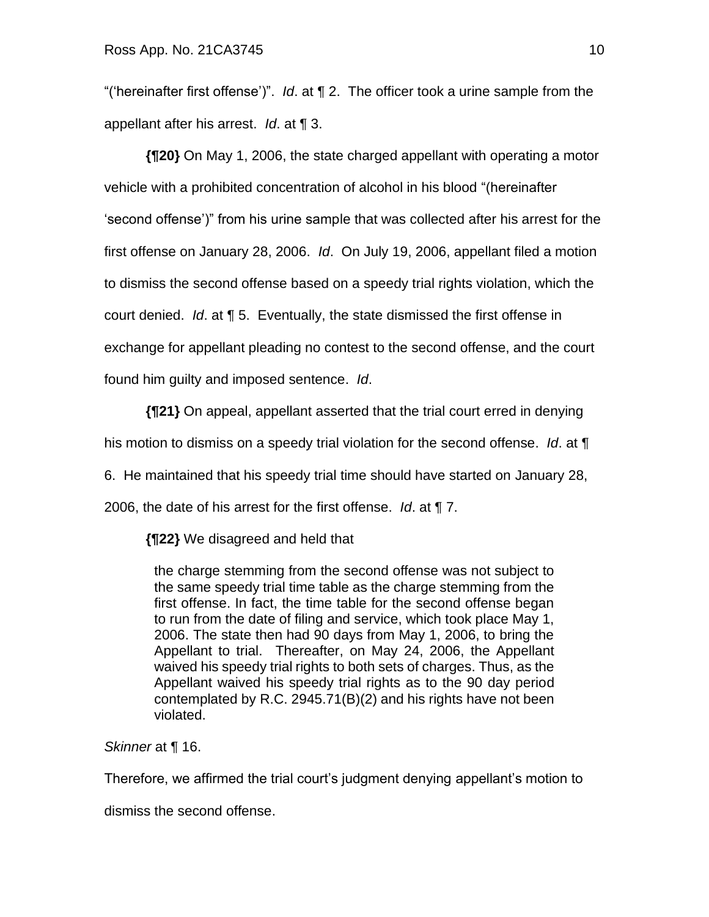"('hereinafter first offense')". *Id*. at ¶ 2. The officer took a urine sample from the appellant after his arrest. *Id*. at ¶ 3.

**{¶20}** On May 1, 2006, the state charged appellant with operating a motor vehicle with a prohibited concentration of alcohol in his blood "(hereinafter 'second offense')" from his urine sample that was collected after his arrest for the first offense on January 28, 2006. *Id*. On July 19, 2006, appellant filed a motion to dismiss the second offense based on a speedy trial rights violation, which the court denied. *Id*. at ¶ 5. Eventually, the state dismissed the first offense in exchange for appellant pleading no contest to the second offense, and the court found him guilty and imposed sentence. *Id*.

**{¶21}** On appeal, appellant asserted that the trial court erred in denying his motion to dismiss on a speedy trial violation for the second offense. *Id*. at ¶ 6. He maintained that his speedy trial time should have started on January 28, 2006, the date of his arrest for the first offense. *Id*. at ¶ 7.

**{¶22}** We disagreed and held that

> the charge stemming from the second offense was not subject to the same speedy trial time table as the charge stemming from the first offense. In fact, the time table for the second offense began to run from the date of filing and service, which took place May 1, 2006. The state then had 90 days from May 1, 2006, to bring the Appellant to trial. Thereafter, on May 24, 2006, the Appellant waived his speedy trial rights to both sets of charges. Thus, as the Appellant waived his speedy trial rights as to the 90 day period contemplated by R.C. 2945.71(B)(2) and his rights have not been violated.

*Skinner* at ¶ 16.

Therefore, we affirmed the trial court's judgment denying appellant's motion to dismiss the second offense.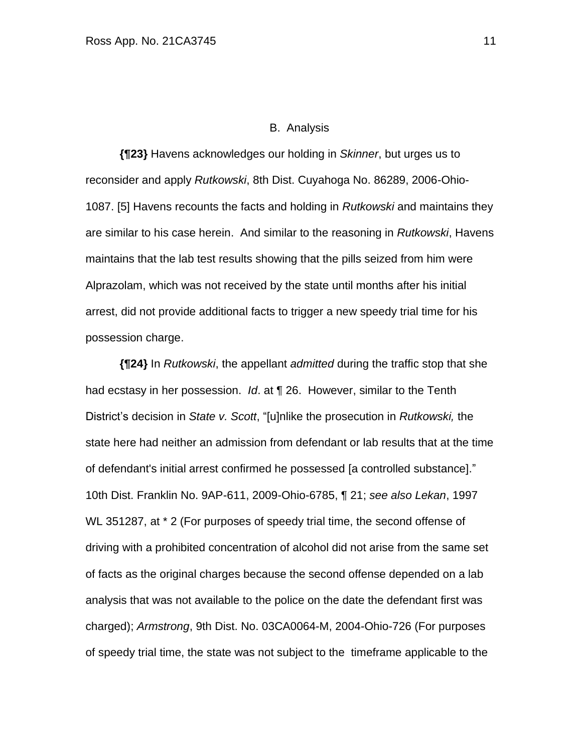B. Analysis

**{¶23}** Havens acknowledges our holding in *Skinner*, but urges us to reconsider and apply *Rutkowski*, 8th Dist. Cuyahoga No. 86289, 2006-Ohio-1087. [5] Havens recounts the facts and holding in *Rutkowski* and maintains they are similar to his case herein. And similar to the reasoning in *Rutkowski*, Havens maintains that the lab test results showing that the pills seized from him were Alprazolam, which was not received by the state until months after his initial arrest, did not provide additional facts to trigger a new speedy trial time for his possession charge.

**{¶24}** In *Rutkowski*, the appellant *admitted* during the traffic stop that she had ecstasy in her possession. *Id*. at ¶ 26. However, similar to the Tenth District's decision in *State v. Scott*, "[u]nlike the prosecution in *Rutkowski,* the state here had neither an admission from defendant or lab results that at the time of defendant's initial arrest confirmed he possessed [a controlled substance]." 10th Dist. Franklin No. 9AP-611, 2009-Ohio-6785, ¶ 21; *see also Lekan*, 1997 WL 351287, at * 2 (For purposes of speedy trial time, the second offense of driving with a prohibited concentration of alcohol did not arise from the same set of facts as the original charges because the second offense depended on a lab analysis that was not available to the police on the date the defendant first was charged); *Armstrong*, 9th Dist. No. 03CA0064-M, 2004-Ohio-726 (For purposes of speedy trial time, the state was not subject to the timeframe applicable to the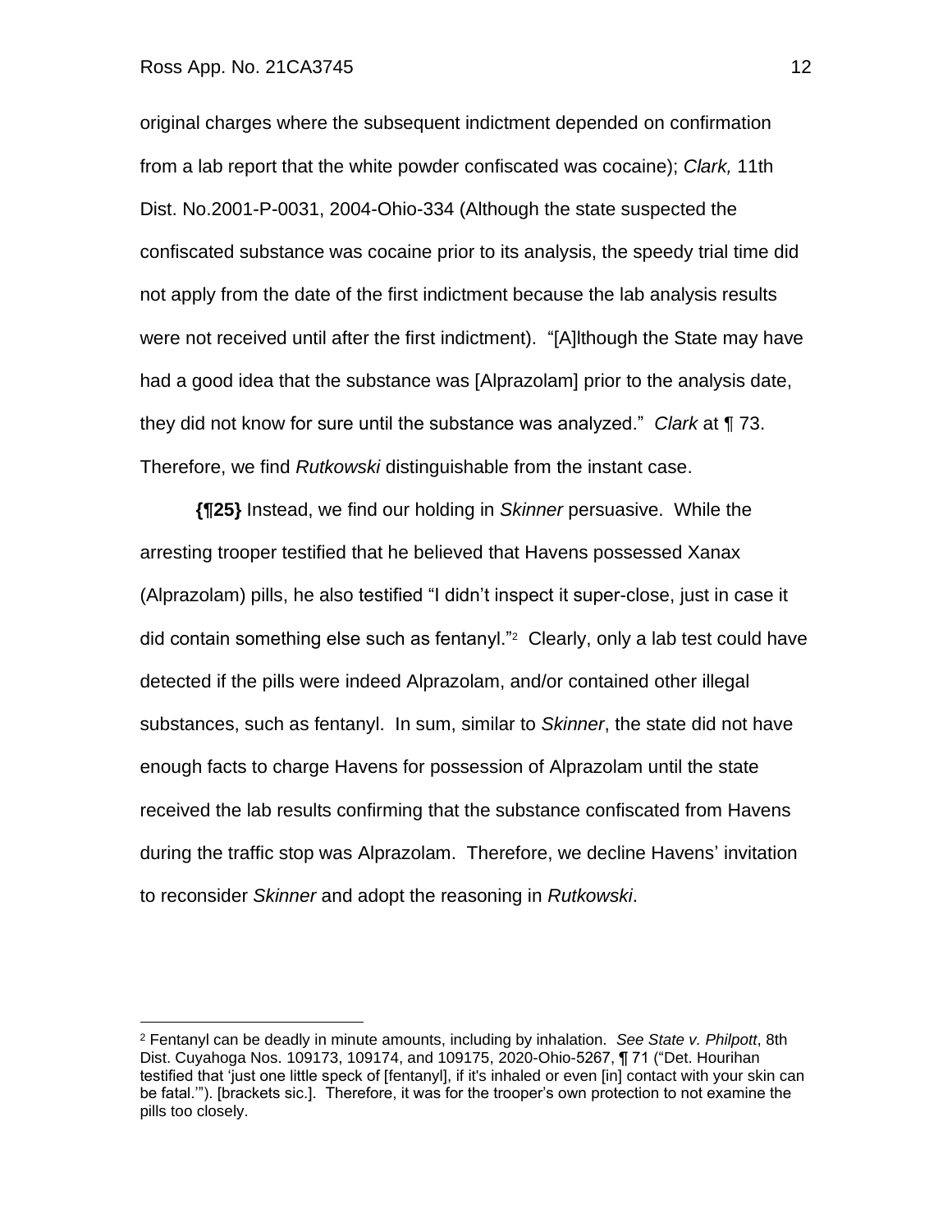original charges where the subsequent indictment depended on confirmation from a lab report that the white powder confiscated was cocaine); *Clark,* 11th Dist. No.2001-P-0031, 2004-Ohio-334 (Although the state suspected the confiscated substance was cocaine prior to its analysis, the speedy trial time did not apply from the date of the first indictment because the lab analysis results were not received until after the first indictment). "[A]lthough the State may have had a good idea that the substance was [Alprazolam] prior to the analysis date, they did not know for sure until the substance was analyzed." *Clark* at ¶ 73. Therefore, we find *Rutkowski* distinguishable from the instant case.

**{¶25}** Instead, we find our holding in *Skinner* persuasive. While the arresting trooper testified that he believed that Havens possessed Xanax (Alprazolam) pills, he also testified "I didn't inspect it super-close, just in case it did contain something else such as fentanyl."[2] Clearly, only a lab test could have detected if the pills were indeed Alprazolam, and/or contained other illegal substances, such as fentanyl. In sum, similar to *Skinner*, the state did not have enough facts to charge Havens for possession of Alprazolam until the state received the lab results confirming that the substance confiscated from Havens during the traffic stop was Alprazolam. Therefore, we decline Havens' invitation to reconsider *Skinner* and adopt the reasoning in *Rutkowski*.

---

[2] Fentanyl can be deadly in minute amounts, including by inhalation. *See State v. Philpott*, 8th Dist. Cuyahoga Nos. 109173, 109174, and 109175, 2020-Ohio-5267, ¶ 71 ("Det. Hourihan testified that 'just one little speck of [fentanyl], if it's inhaled or even [in] contact with your skin can be fatal.'"). [brackets sic.]. Therefore, it was for the trooper's own protection to not examine the pills too closely.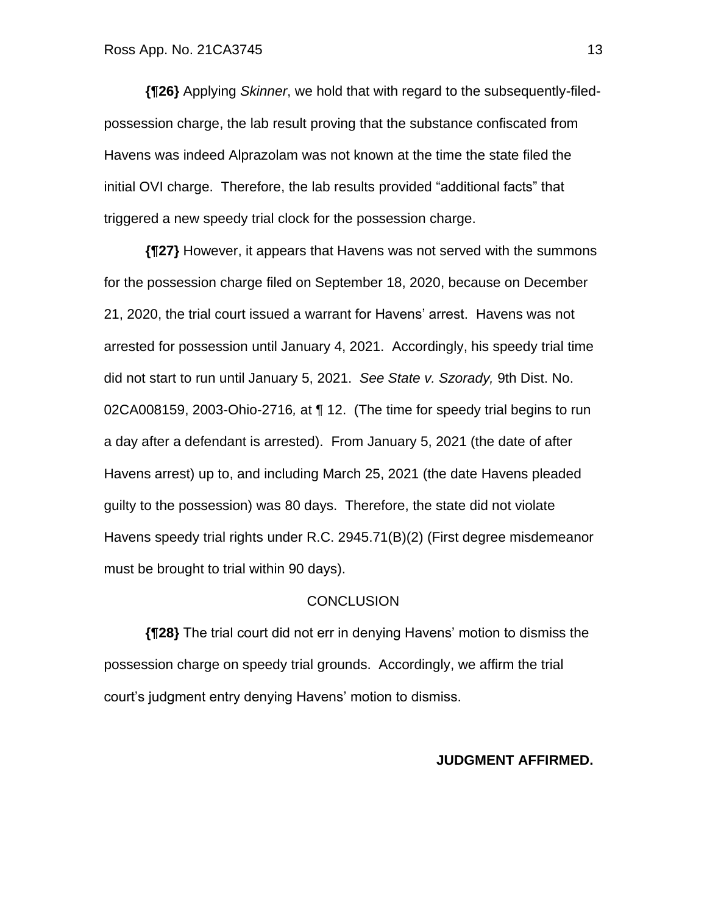**{¶26}** Applying *Skinner*, we hold that with regard to the subsequently-filed-possession charge, the lab result proving that the substance confiscated from Havens was indeed Alprazolam was not known at the time the state filed the initial OVI charge. Therefore, the lab results provided "additional facts" that triggered a new speedy trial clock for the possession charge.

**{¶27}** However, it appears that Havens was not served with the summons for the possession charge filed on September 18, 2020, because on December 21, 2020, the trial court issued a warrant for Havens' arrest. Havens was not arrested for possession until January 4, 2021. Accordingly, his speedy trial time did not start to run until January 5, 2021. *See State v. Szorady,* 9th Dist. No. 02CA008159, 2003-Ohio-2716*,* at ¶ 12. (The time for speedy trial begins to run a day after a defendant is arrested). From January 5, 2021 (the date of after Havens arrest) up to, and including March 25, 2021 (the date Havens pleaded guilty to the possession) was 80 days. Therefore, the state did not violate Havens speedy trial rights under R.C. 2945.71(B)(2) (First degree misdemeanor must be brought to trial within 90 days).

CONCLUSION

**{¶28}** The trial court did not err in denying Havens' motion to dismiss the possession charge on speedy trial grounds. Accordingly, we affirm the trial court's judgment entry denying Havens' motion to dismiss.

**JUDGMENT AFFIRMED.**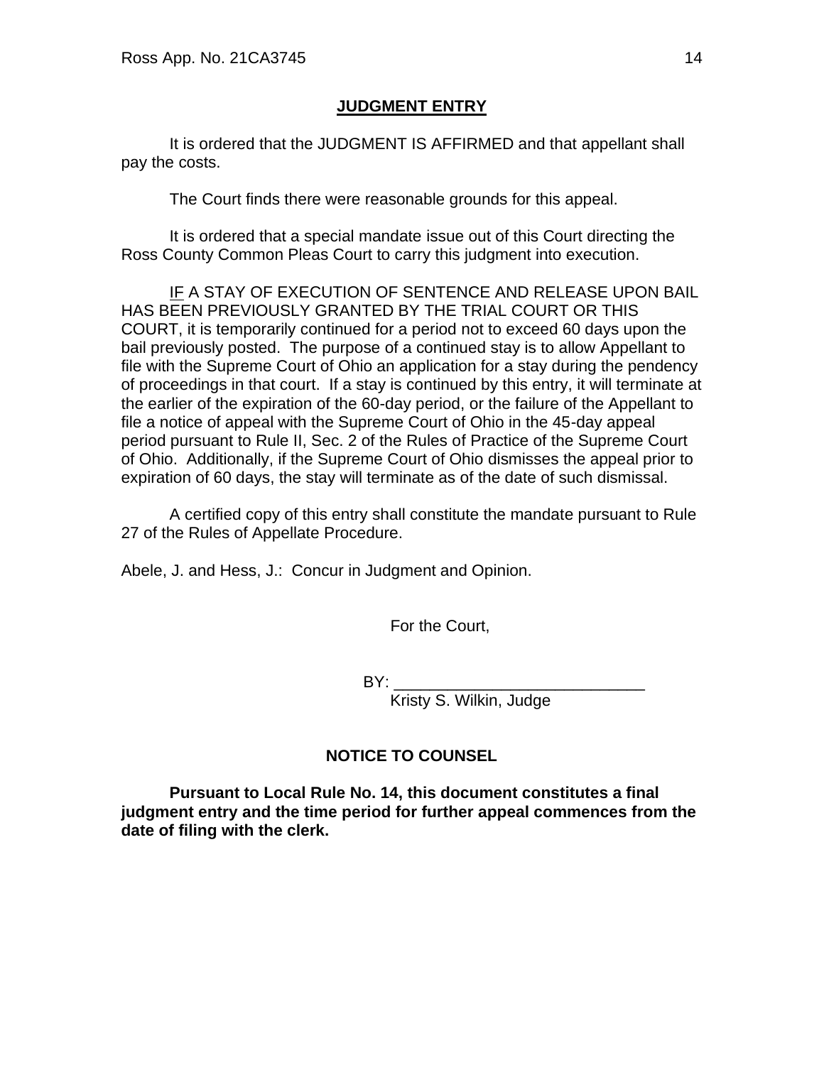## JUDGMENT ENTRY

It is ordered that the JUDGMENT IS AFFIRMED and that appellant shall pay the costs.

The Court finds there were reasonable grounds for this appeal.

It is ordered that a special mandate issue out of this Court directing the Ross County Common Pleas Court to carry this judgment into execution.

IF A STAY OF EXECUTION OF SENTENCE AND RELEASE UPON BAIL HAS BEEN PREVIOUSLY GRANTED BY THE TRIAL COURT OR THIS COURT, it is temporarily continued for a period not to exceed 60 days upon the bail previously posted. The purpose of a continued stay is to allow Appellant to file with the Supreme Court of Ohio an application for a stay during the pendency of proceedings in that court. If a stay is continued by this entry, it will terminate at the earlier of the expiration of the 60-day period, or the failure of the Appellant to file a notice of appeal with the Supreme Court of Ohio in the 45-day appeal period pursuant to Rule II, Sec. 2 of the Rules of Practice of the Supreme Court of Ohio. Additionally, if the Supreme Court of Ohio dismisses the appeal prior to expiration of 60 days, the stay will terminate as of the date of such dismissal.

A certified copy of this entry shall constitute the mandate pursuant to Rule 27 of the Rules of Appellate Procedure.

Abele, J. and Hess, J.: Concur in Judgment and Opinion.

For the Court,

BY: ____________________________
Kristy S. Wilkin, Judge

### NOTICE TO COUNSEL

**Pursuant to Local Rule No. 14, this document constitutes a final judgment entry and the time period for further appeal commences from the date of filing with the clerk.**